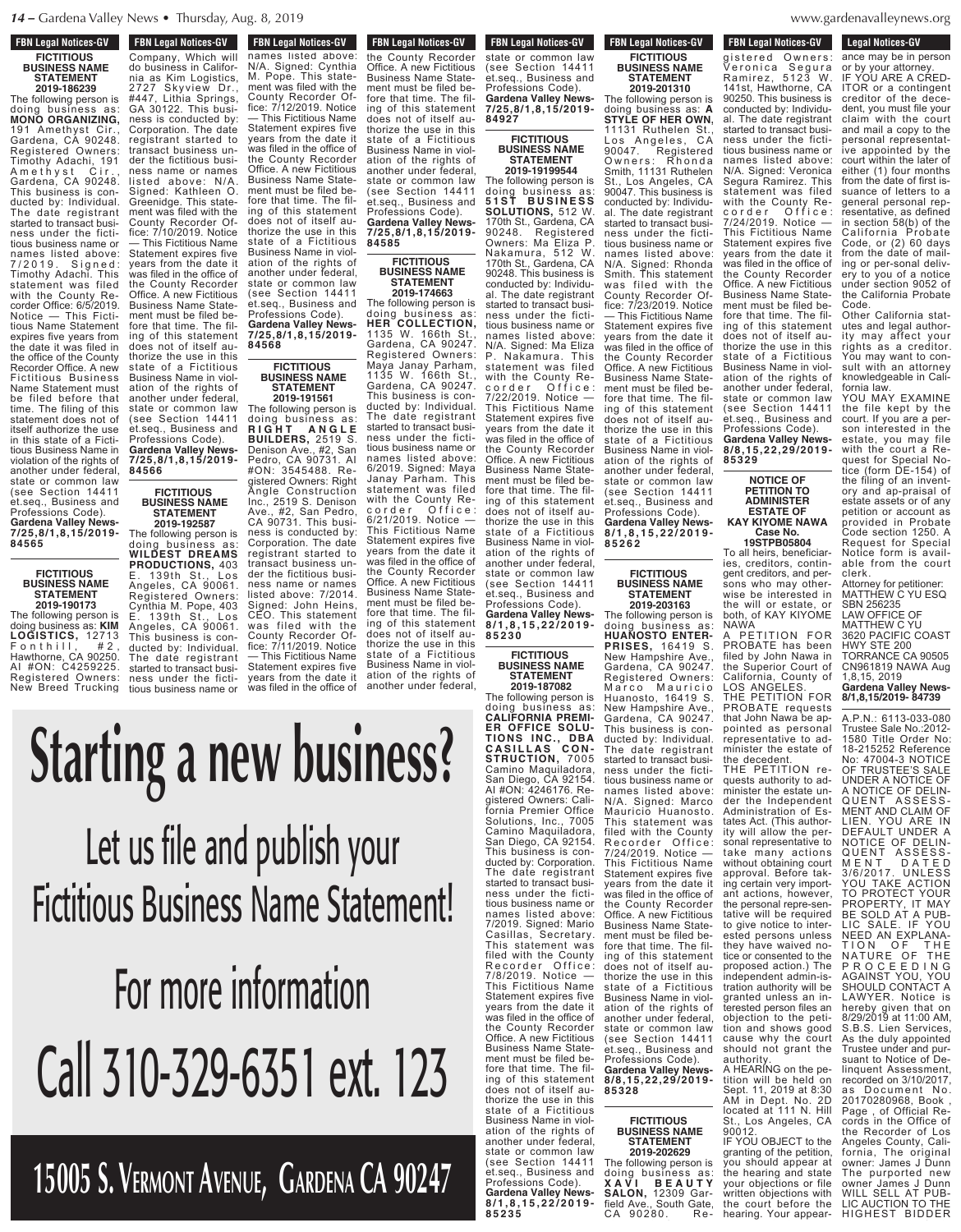**FBN Legal Notices-GV**

**FICTITIOUS BUSINESS NAME STATEMENT 2019-186239**

The following person is doing business as: **MONO ORGANIZING,** 191 Amethyst Cir., Gardena, CA 90248. Registered Owners: Timothy Adachi, 191 Amethyst Cir., Gardena, CA 90248. This business is conducted by: Individual. The date registrant started to transact business under the fictitious business name or names listed above: 7/2019. Signed: Timothy Adachi. This statement was filed with the County Recorder Office: 6/5/2019. Notice — This Fictitious Name Statement expires five years from the date it was filed in the office of the County Recorder Office. A new Fictitious Business Name Statement must be filed before that time. The filing of this statement does not of itself authorize the use in this state of a Fictitious Business Name in violation of the rights of another under federal, state or common law (see Section 14411 et.seq., Business and Professions Code).
**Gardena Valley News-7/25,8/1,8,15/2019-84565**

**FICTITIOUS BUSINESS NAME STATEMENT 2019-190173**

The following person is doing business as: **KIM LOGISTICS,** 12713 Fonthill, #2, Hawthorne, CA 90250. AI #ON: C4259225. Registered Owners: New Breed Trucking Company, Which will do business in California as Kim Logistics, 2727 Skyview Dr., #447, Lithia Springs, GA 30122. This business is conducted by: Corporation. The date registrant started to transact business under the fictitious business name or names listed above: N/A. Signed: Kathleen O. Greenidge. This statement was filed with the County Recorder Office: 7/10/2019. Notice — This Fictitious Name Statement expires five years from the date it was filed in the office of the County Recorder Office. A new Fictitious Business Name Statement must be filed before that time. The filing of this statement does not of itself authorize the use in this state of a Fictitious Business Name in violation of the rights of another under federal, state or common law (see Section 14411 et.seq., Business and Professions Code).
**Gardena Valley News-7/25,8/1,8,15/2019-84566**

**FICTITIOUS BUSINESS NAME STATEMENT 2019-192587**

The following person is doing business as: **WILDEST DREAMS PRODUCTIONS,** 403 E. 139th St., Los Angeles, CA 90061. Registered Owners: Cynthia M. Pope, 403 E. 139th St., Los Angeles, CA 90061. This business is conducted by: Individual. The date registrant started to transact business under the fictitious business name or names listed above: N/A. Signed: Cynthia M. Pope. This statement was filed with the County Recorder Office: 7/12/2019. Notice — This Fictitious Name Statement expires five years from the date it was filed in the office of the County Recorder Office. A new Fictitious Business Name Statement must be filed before that time. The filing of this statement does not of itself authorize the use in this state of a Fictitious Business Name in violation of the rights of another under federal, state or common law (see Section 14411 et.seq., Business and Professions Code).
**Gardena Valley News-7/25,8/1,8,15/2019-84568**

**FICTITIOUS BUSINESS NAME STATEMENT 2019-191561**

The following person is doing business as: **RIGHT ANGLE BUILDERS,** 2519 S. Denison Ave., #2, San Pedro, CA 90731. AI #ON: 3545488. Registered Owners: Right Angle Construction Inc., 2519 S. Denison Ave., #2, San Pedro, CA 90731. This business is conducted by: Corporation. The date registrant started to transact business under the fictitious business name or names listed above: 7/2014. Signed: John Heins, CEO. This statement was filed with the County Recorder Office: 7/11/2019. Notice — This Fictitious Name Statement expires five years from the date it was filed in the office of the County Recorder Office. A new Fictitious Business Name Statement must be filed before that time. The filing of this statement does not of itself authorize the use in this state of a Fictitious Business Name in violation of the rights of another under federal, state or common law (see Section 14411 et.seq., Business and Professions Code).
**Gardena Valley News-7/25,8/1,8,15/2019-84585**

**FICTITIOUS BUSINESS NAME STATEMENT 2019-174663**

The following person is doing business as: **HER COLLECTION,** 1135 W. 166th St., Gardena, CA 90247. Registered Owners: Maya Janay Parham, 1135 W. 166th St., Gardena, CA 90247. This business is conducted by: Individual. The date registrant started to transact business under the fictitious business name or names listed above: 6/2019. Signed: Maya Janay Parham. This statement was filed with the County Recorder Office: 6/21/2019. Notice — This Fictitious Name Statement expires five years from the date it was filed in the office of the County Recorder Office. A new Fictitious Business Name Statement must be filed before that time. The filing of this statement does not of itself authorize the use in this state of a Fictitious Business Name in violation of the rights of another under federal, state or common law (see Section 14411 et.seq., Business and Professions Code).
**Gardena Valley News-7/25,8/1,8,15/2019-84927**

**FICTITIOUS BUSINESS NAME STATEMENT 2019199544**

The following person is doing business as: **51ST BUSINESS SOLUTIONS,** 512 W. 170th St., Gardena, CA 90248. Registered Owners: Ma Eliza P. Nakamura, 512 W. 170th St., Gardena, CA 90248. This business is conducted by: Individual. The date registrant started to transact business under the fictitious business name or names listed above: N/A. Signed: Ma Eliza P. Nakamura. This statement was filed with the County Recorder Office: 7/22/2019. Notice — This Fictitious Name Statement expires five years from the date it was filed in the office of the County Recorder Office. A new Fictitious Business Name Statement must be filed before that time. The filing of this statement does not of itself authorize the use in this state of a Fictitious Business Name in violation of the rights of another under federal, state or common law (see Section 14411 et.seq., Business and Professions Code).
**Gardena Valley News-8/1,8,15,22/2019-85230**

**FICTITIOUS BUSINESS NAME STATEMENT 2019-187082**

The following person is doing business as: **CALIFORNIA PREMIER OFFICE SOLUTIONS INC., DBA CASILLAS CONSTRUCTION,** 7005 Camino Maquiladora, San Diego, CA 92154. AI #ON: 4246176. Registered Owners: California Premier Office Solutions, Inc., 7005 Camino Maquiladora, San Diego, CA 92154. This business is conducted by: Corporation. The date registrant started to transact business under the fictitious business name or names listed above: 7/2019. Signed: Mario Casillas, Secretary. This statement was filed with the County Recorder Office: 7/8/2019. Notice — This Fictitious Name Statement expires five years from the date it was filed in the office of the County Recorder Office. A new Fictitious Business Name Statement must be filed before that time. The filing of this statement does not of itself authorize the use in this state of a Fictitious Business Name in violation of the rights of another under federal, state or common law (see Section 14411 et.seq., Business and Professions Code).
**Gardena Valley News-8/1,8,15,22/2019-85235**

**FICTITIOUS BUSINESS NAME STATEMENT 2019-201310**

The following person is doing business as: **A STYLE OF HER OWN,** 11131 Ruthelen St., Los Angeles, CA 90047. Registered Owners: Rhonda Smith, 11131 Ruthelen St., Los Angeles, CA 90047. This business is conducted by: Individual. The date registrant started to transact business under the fictitious business name or names listed above: N/A. Signed: Rhonda Smith. This statement was filed with the County Recorder Office: 7/23/2019. Notice — This Fictitious Name Statement expires five years from the date it was filed in the office of the County Recorder Office. A new Fictitious Business Name Statement must be filed before that time. The filing of this statement does not of itself authorize the use in this state of a Fictitious Business Name in violation of the rights of another under federal, state or common law (see Section 14411 et.seq., Business and Professions Code).
**Gardena Valley News-8/1,8,15,22/2019-85262**

**FICTITIOUS BUSINESS NAME STATEMENT 2019-203163**

The following person is doing business as: **HUANOSTO ENTERPRISES,** 16419 S. New Hampshire Ave., Gardena, CA 90247. Registered Owners: Marco Mauricio Huanosto, 16419 S. New Hampshire Ave., Gardena, CA 90247. This business is conducted by: Individual. The date registrant started to transact business under the fictitious business name or names listed above: N/A. Signed: Marco Mauricio Huanosto. This statement was filed with the County Recorder Office: 7/24/2019. Notice — This Fictitious Name Statement expires five years from the date it was filed in the office of the County Recorder Office. A new Fictitious Business Name Statement must be filed before that time. The filing of this statement does not of itself authorize the use in this state of a Fictitious Business Name in violation of the rights of another under federal, state or common law (see Section 14411 et.seq., Business and Professions Code).
**Gardena Valley News-8/8,15,22,29/2019-85328**

**FICTITIOUS BUSINESS NAME STATEMENT 2019-202629**

The following person is doing business as: **XAVI BEAUTY SALON,** 12309 Garfield Ave., South Gate, CA 90280. Registered Owners: Veronica Segura Ramirez, 5123 W. 141st, Hawthorne, CA 90250. This business is conducted by: Individual. The date registrant started to transact business under the fictitious business name or names listed above: N/A. Signed: Veronica Segura Ramirez. This statement was filed with the County Recorder Office: 7/24/2019. Notice — This Fictitious Name Statement expires five years from the date it was filed in the office of the County Recorder Office. A new Fictitious Business Name Statement must be filed before that time. The filing of this statement does not of itself authorize the use in this state of a Fictitious Business Name in violation of the rights of another under federal, state or common law (see Section 14411 et.seq., Business and Professions Code).
**Gardena Valley News-8/8,15,22,29/2019-85329**

**NOTICE OF PETITION TO ADMINISTER ESTATE OF KAY KIYOME NAWA Case No. 19STPB05804**

To all heirs, beneficiaries, creditors, contingent creditors, and persons who may otherwise be interested in the will or estate, or both, of KAY KIYOME NAWA

A PETITION FOR PROBATE has been filed by John Nawa in the Superior Court of California, County of LOS ANGELES.

THE PETITION FOR PROBATE requests that John Nawa be appointed as personal representative to administer the estate of the decedent.

THE PETITION requests authority to administer the estate under the Independent Administration of Estates Act. (This authority will allow the personal representative to take many actions without obtaining court approval. Before taking certain very important actions, however, the personal representative will be required to give notice to interested persons unless they have waived notice or consented to the proposed action.) The independent administration authority will be granted unless an interested person files an objection to the petition and shows good cause why the court should not grant the authority.

A HEARING on the petition will be held on Sept. 11, 2019 at 8:30 AM in Dept. No. 2D located at 111 N. Hill St., Los Angeles, CA 90012.

IF YOU OBJECT to the granting of the petition, you should appear at the hearing and state your objections or file written objections with the court before the hearing. Your appearance may be in person or by your attorney.

IF YOU ARE A CREDITOR or a contingent creditor of the decedent, you must file your claim with the court and mail a copy to the personal representative appointed by the court within the later of either (1) four months from the date of first issuance of letters to a general personal representative, as defined in section 58(b) of the California Probate Code, or (2) 60 days from the date of mailing or personal delivery to you of a notice under section 9052 of the California Probate Code.

Other California statutes and legal authority may affect your rights as a creditor. You may want to consult with an attorney knowledgeable in California law.

YOU MAY EXAMINE the file kept by the court. If you are a person interested in the estate, you may file with the court a Request for Special Notice (form DE-154) of the filing of an inventory and appraisal of estate assets or of any petition or account as provided in Probate Code section 1250. A Request for Special Notice form is available from the court clerk.

Attorney for petitioner:
MATTHEW C YU ESQ
SBN 256235
LAW OFFICE OF MATTHEW C YU
3620 PACIFIC COAST HWY STE 200
TORRANCE CA 90505
CN961819 NAWA Aug 1,8,15, 2019
**Gardena Valley News-8/1,8,15/2019- 84739**

A.P.N.: 6113-033-080 Trustee Sale No.:2012-1580 Title Order No: 18-215252 Reference No: 47004-3 NOTICE OF TRUSTEE'S SALE UNDER A NOTICE OF A NOTICE OF DELINQUENT ASSESSMENT AND CLAIM OF LIEN. YOU ARE IN DEFAULT UNDER A NOTICE OF DELINQUENT ASSESSMENT DATED 3/6/2017. UNLESS YOU TAKE ACTION TO PROTECT YOUR PROPERTY, IT MAY BE SOLD AT A PUBLIC SALE. IF YOU NEED AN EXPLANATION OF THE NATURE OF THE PROCEEDING AGAINST YOU, YOU SHOULD CONTACT A LAWYER. Notice is hereby given that on 8/29/2019 at 11:00 AM, S.B.S. Lien Services, As the duly appointed Trustee under and pursuant to Notice of Delinquent Assessment, recorded on 3/10/2017, as Document No. 20170280968, Book , Page , of Official Records in the Office of the Recorder of Los Angeles County, California, The original owner: James J Dunn The purported new owner James J Dunn WILL SELL AT PUBLIC AUCTION TO THE HIGHEST BIDDER

# Starting a new business?

## Let us file and publish your Fictitious Business Name Statement!

## For more information

## Call 310-329-6351 ext. 123

**15005 S. Vermont Avenue, Gardena CA 90247**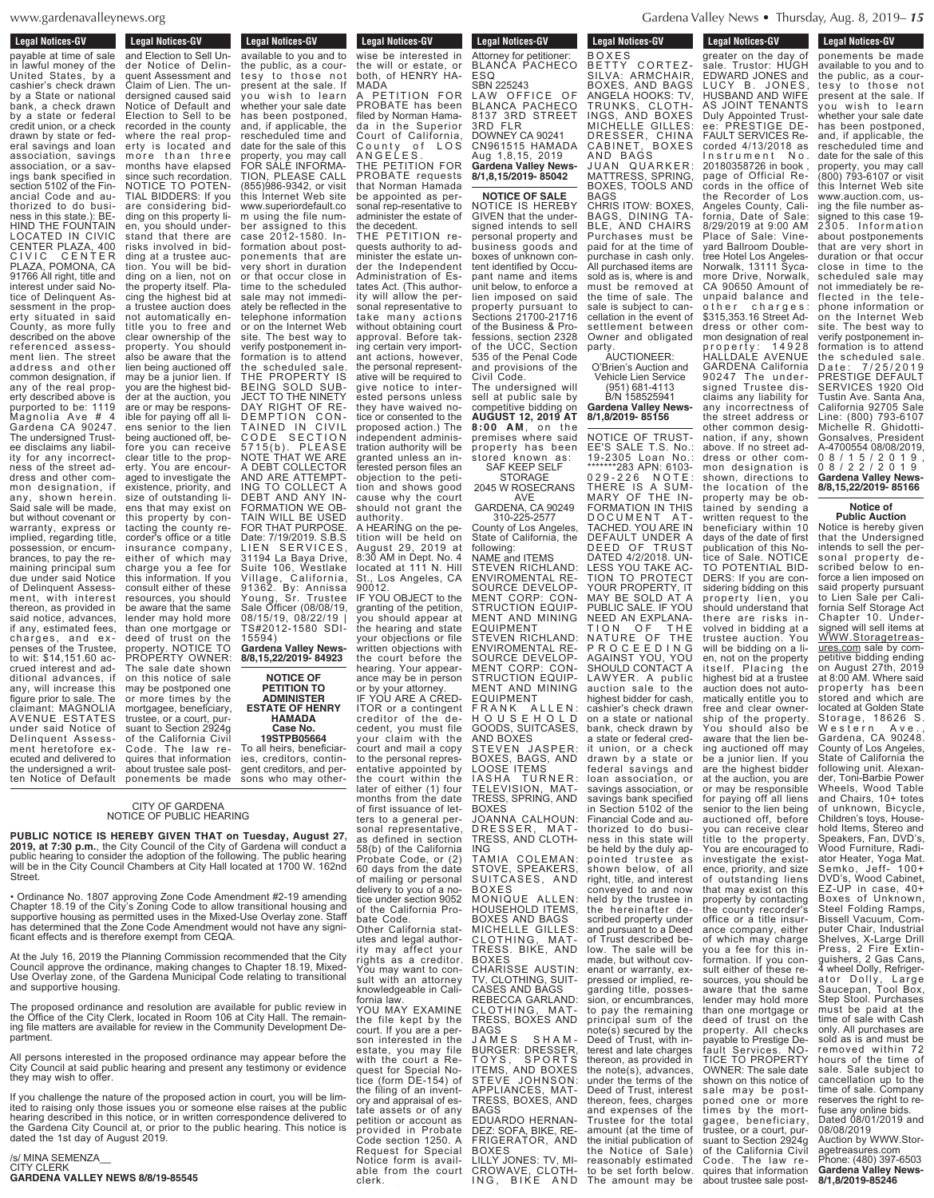payable at time of sale in lawful money of the United States, by a cashier's check drawn by a State or national bank, a check drawn by a state or federal credit union, or a check drawn by state or federal savings and loan association, savings association, or a savings bank specified in section 5102 of the Financial Code and authorized to do business in this state.): BEHIND THE FOUNTAIN LOCATED IN CIVIC CENTER PLAZA, 400 CIVIC CENTER PLAZA, POMONA, CA 91766 All right, title and interest under said Notice of Delinquent Assessment in the property situated in said County, as more fully described on the above referenced assessment lien. The street address and other common designation, if any of the real property described above is purported to be: 1119 Magnolia Ave # 4 Gardena CA 90247. The undersigned Trustee disclaims any liability for any incorrectness of the street address and other common designation, if any, shown herein. Said sale will be made, but without covenant or warranty, express or implied, regarding title, possession, or encumbrances, to pay the remaining principal sum due under said Notice of Delinquent Assessment, with interest thereon, as provided in said notice, advances, if any, estimated fees, charges, and expenses of the Trustee, to wit: $14,151.60 accrued interest and additional advances, if any, will increase this figure prior to sale. The claimant: MAGNOLIA AVENUE ESTATES under said Notice of Delinquent Assessment heretofore executed and delivered to the undersigned a written Notice of Default and Election to Sell Under Notice of Delinquent Assessment and Claim of Lien. The undersigned caused said Notice of Default and Election to Sell to be recorded in the county where the real property is located and more than three months have elapsed since such recordation. NOTICE TO POTENTIAL BIDDERS: If you are considering bidding on this property lien, you should understand that there are risks involved in bidding at a trustee auction. You will be bidding on a lien, not on the property itself. Placing the highest bid at a trustee auction does not automatically entitle you to free and clear ownership of the property. You should also be aware that the lien being auctioned off may be a junior lien. If you are the highest bidder at the auction, you are or may be responsible for paying off all liens senior to the lien being auctioned off, before you can receive clear title to the property. You are encouraged to investigate the existence, priority, and size of outstanding liens that may exist on this property by contacting the county recorder's office or a title insurance company, either of which may charge you a fee for this information. If you consult either of these resources, you should be aware that the same lender may hold more than one mortgage or deed of trust on the property. NOTICE TO PROPERTY OWNER: The sale date shown on this notice of sale may be postponed one or more times by the mortgagee, beneficiary, trustee, or a court, pursuant to Section 2924g of the California Civil Code. The law requires that information about trustee sale postponements be made available to you and to the public, as a courtesy to those not present at the sale. If you wish to learn whether your sale date has been postponed, and, if applicable, the rescheduled time and date for the sale of this property, you may call FOR SALE INFORMATION, PLEASE CALL (855)986-9342, or visit this Internet Web site www.superiordefault.com using the file number assigned to this case 2012-1580. Information about postponements that are very short in duration or that occur close in time to the scheduled sale may not immediately be reflected in the telephone information or on the Internet Web site. The best way to verify postponement information is to attend the scheduled sale. THE PROPERTY IS BEING SOLD SUBJECT TO THE NINETY DAY RIGHT OF REDEMPTION CONTAINED IN CIVIL CODE SECTION 5715(b). PLEASE NOTE THAT WE ARE A DEBT COLLECTOR AND ARE ATTEMPTING TO COLLECT A DEBT AND ANY INFORMATION WE OBTAIN WILL BE USED FOR THAT PURPOSE. Date: 7/19/2019. S.B.S LIEN SERVICES, 31194 La Baya Drive, Suite 106, Westlake Village, California, 91362. By: Annissa Young, Sr. Trustee Sale Officer (08/08/19, 08/15/19, 08/22/19 | TS#2012-1580 SDI-15594)
**Gardena Valley News-8/8,15,22/2019- 84923**

**NOTICE OF PETITION TO ADMINISTER ESTATE OF HENRY HAMADA**
**Case No. 19STPB05664**

To all heirs, beneficiaries, creditors, contingent creditors, and persons who may otherwise be interested in the will or estate, or both, of HENRY HAMADA

A PETITION FOR PROBATE has been filed by Norman Hamada in the Superior Court of California, County of LOS ANGELES.

THE PETITION FOR PROBATE requests that Norman Hamada be appointed as personal rep-resentative to administer the estate of the decedent.

THE PETITION requests authority to administer the estate under the Independent Administration of Estates Act. (This authority will allow the personal representative to take many actions without obtaining court approval. Before taking certain very important actions, however, the personal representative will be required to give notice to interested persons unless they have waived notice or consented to the proposed action.) The independent administration authority will be granted unless an interested person files an objection to the petition and shows good cause why the court should not grant the authority.

A HEARING on the petition will be held on August 29, 2019 at 8:30 AM in Dept. No. 4 located at 111 N. Hill St., Los Angeles, CA 90012.

IF YOU OBJECT to the granting of the petition, you should appear at the hearing and state your objections or file written objections with the court before the hearing. Your appearance may be in person or by your attorney.

IF YOU ARE A CREDITOR or a contingent creditor of the decedent, you must file your claim with the court and mail a copy to the personal representative appointed by the court within the later of either (1) four months from the date of first issuance of letters to a general personal representative, as defined in section 58(b) of the California Probate Code, or (2) 60 days from the date of mailing or personal delivery to you of a notice under section 9052 of the California Probate Code.

Other California statutes and legal authority may affect your rights as a creditor. You may want to consult with an attorney knowledgeable in California law.

YOU MAY EXAMINE the file kept by the court. If you are a person interested in the estate, you may file with the court a Request for Special Notice (form DE-154) of the filing of an inventory and appraisal of estate assets or of any petition or account as provided in Probate Code section 1250. A Request for Special Notice form is available from the court clerk.

Attorney for petitioner:
BLANCA PACHECO ESQ
SBN 225243
LAW OFFICE OF BLANCA PACHECO
8137 3RD STREET 3RD FLR
DOWNEY CA 90241
CN961515 HAMADA Aug 1,8,15, 2019
**Gardena Valley News-8/1,8,15/2019- 85042**

**NOTICE OF SALE**

NOTICE IS HEREBY GIVEN THAT the undersigned intends to sell personal property and business goods and boxes of unknown content identified by Occupant name and items unit below, to enforce a lien imposed on said property pursuant to Sections 21700-21716 of the Business & Professions, section 2328 of the UCC, Section 535 of the Penal Code and provisions of the Civil Code.

The undersigned will sell at public sale by competitive bidding on **AUGUST 12, 2019 AT 8:00 AM**, on the premises where said property has been stored known as:

SAF KEEP SELF STORAGE
2045 W ROSECRANS AVE
GARDENA, CA 90249
310-225-2577

County of Los Angeles, State of California, the following:

NAME and ITEMS
STEVEN RICHLAND: ENVIROMENTAL RESOURCE DEVELOPMENT CORP: CONSTRUCTION EQUIPMENT AND MINING EQUIPMENT
STEVEN RICHLAND: ENVIROMENTAL RESOURCE DEVELOPMENT CORP: CONSTRUCTION EQUIPMENT AND MINING EQUIPMENT
FRANK ALLEN: HOUSEHOLD GOODS, SUITCASES, AND BOXES
STEVEN JASPER: BOXES, BAGS, AND LOOSE ITEMS
IASHA TURNER: TELEVISION, MATTRESS, SPRING, AND BOXES
JOANNA CALHOUN: DRESSER, MATTRESS, AND CLOTHING
TAMIA COLEMAN: STOVE, SPEAKERS, SUITCASES, AND BOXES
MONIQUE ALLEN: HOUSEHOLD ITEMS, BOXES AND BAGS
MICHELLE GILLES: CLOTHING, MATTRESS, BIKE, AND BOXES
CHARISSE AUSTIN: TV, CLOTHING, SUITCASES AND BAGS
REBECCA GARLAND: CLOTHING, MATTRESS, BOXES AND BAGS
JAMES SHAMBURGER: DRESSER, TOYS, SPORTS ITEMS, AND BOXES
STEVE JOHNSON: APPLIANCES, MATTRESS, BOXES, AND BAGS
EDUARDO HERNANDEZ: SOFA, BIKE, REFRIGERATOR, AND BOXES
LILLY JONES: TV, MICROWAVE, CLOTHING, BIKE AND BOXES
BETTY CORTEZ-SILVA: ARMCHAIR, BOXES, AND BAGS
ANGELA HOOKS: TV, TRUNKS, CLOTHINGS, AND BOXES
MICHELLE GILLES: DRESSER, CHINA CABINET, BOXES AND BAGS
JUAN QUARKER: MATTRESS, SPRING, BOXES, TOOLS AND BAGS
CHRIS ITOW: BOXES, BAGS, DINING TABLE, AND CHAIRS

Purchases must be paid for at the time of purchase in cash only. All purchased items are sold as is, where is and must be removed at the time of sale. The sale is subject to cancellation in the event of settlement between Owner and obligated party.

AUCTIONEER:
O'Brien's Auction and Vehicle Lien Service
(951) 681-4113
B/N 158525941
**Gardena Valley News-8/1,8/2019- 85156**

NOTICE OF TRUSTEE'S SALE T.S. No.: 19-2305 Loan No.: *******283 APN: 6103-029-226 NOTE: THERE IS A SUMMARY OF THE INFORMATION IN THIS DOCUMENT ATTACHED. YOU ARE IN DEFAULT UNDER A DEED OF TRUST DATED 4/2/2018. UNLESS YOU TAKE ACTION TO PROTECT YOUR PROPERTY, IT MAY BE SOLD AT A PUBLIC SALE. IF YOU NEED AN EXPLANATION OF THE NATURE OF THE PROCEEDING AGAINST YOU, YOU SHOULD CONTACT A LAWYER. A public auction sale to the highest bidder for cash, cashier's check drawn on a state or national bank, check drawn by a state or federal credit union, or a check drawn by a state or federal savings and loan association, or savings association, or savings bank specified in Section 5102 of the Financial Code and authorized to do business in this state will be held by the duly appointed trustee as shown below, of all right, title, and interest conveyed to and now held by the trustee in the hereinafter described property under and pursuant to a Deed of Trust described below. The sale will be made, but without covenant or warranty, expressed or implied, regarding title, possession, or encumbrances, to pay the remaining principal sum of the note(s) secured by the Deed of Trust, with interest and late charges thereon, as provided in the note(s), advances, under the terms of the Deed of Trust, interest thereon, fees, charges and expenses of the Trustee for the total amount (at the time of the initial publication of the Notice of Sale) reasonably estimated to be set forth below. The amount may be greater on the day of sale. Trustor: HUGH EDWARD JONES and LUCY B. JONES, HUSBAND AND WIFE AS JOINT TENANTS Duly Appointed Trustee: PRESTIGE DEFAULT SERVICES Recorded 4/13/2018 as Instrument No. 20180358726 in book , page of Official Records in the office of the Recorder of Los Angeles County, California, Date of Sale: 8/29/2019 at 9:00 AM Place of Sale: Vineyard Ballroom Doubletree Hotel Los Angeles-Norwalk, 13111 Sycamore Drive, Norwalk, CA 90650 Amount of unpaid balance and other charges: $315,353.16 Street Address or other common designation of real property: 14928 HALLDALE AVENUE GARDENA California 90247 The undersigned Trustee disclaims any liability for any incorrectness of the street address or other common designation, if any, shown above. If no street address or other common designation is shown, directions to the location of the property may be obtained by sending a written request to the beneficiary within 10 days of the date of first publication of this Notice of Sale. NOTICE TO POTENTIAL BIDDERS: If you are considering bidding on this property lien, you should understand that there are risks involved in bidding at a trustee auction. You will be bidding on a lien, not on the property itself. Placing the highest bid at a trustee auction does not automatically entitle you to free and clear ownership of the property. You should also be aware that the lien being auctioned off may be a junior lien. If you are the highest bidder at the auction, you are or may be responsible for paying off all liens senior to the lien being auctioned off, before you can receive clear title to the property. You are encouraged to investigate the existence, priority, and size of outstanding liens that may exist on this property by contacting the county recorder's office or a title insurance company, either of which may charge you a fee for this information. If you consult either of these resources, you should be aware that the same lender may hold more than one mortgage or deed of trust on the property. All checks payable to Prestige Default Services. NOTICE TO PROPERTY OWNER: The sale date shown on this notice of sale may be postponed one or more times by the mortgagee, beneficiary, trustee, or a court, pursuant to Section 2924g of the California Civil Code. The law requires that information about trustee sale postponements be made available to you and to the public, as a courtesy to those not present at the sale. If you wish to learn whether your sale date has been postponed, and, if applicable, the rescheduled time and date for the sale of this property, you may call (800) 793-6107 or visit this Internet Web site www.auction.com, using the file number assigned to this case 19-2305. Information about postponements that are very short in duration or that occur close in time to the scheduled sale may not immediately be reflected in the telephone information or on the Internet Web site. The best way to verify postponement information is to attend the scheduled sale. Date: 7/25/2019 PRESTIGE DEFAULT SERVICES 1920 Old Tustin Ave. Santa Ana, California 92705 Sale Line: (800) 793-6107 Michelle R. Ghidotti-Gonsalves, President A-4700554 08/08/2019, 08/15/2019, 08/22/2019
**Gardena Valley News-8/8,15,22/2019- 85166**

**Notice of Public Auction**

Notice is hereby given that the Undersigned intends to sell the personal property described below to enforce a lien imposed on said property pursuant to Lien Sale per California Self Storage Act Chapter 10. Undersigned will sell items at WWW.Storagetreasures.com sale by competitive bidding ending on August 27th, 2019 at 8:00 AM. Where said property has been stored and which are located at Golden State Storage, 18626 S. Western Ave., Gardena, CA 90248. County of Los Angeles, State of California the following unit. Alexander, Toni-Barbie Power Wheels, Wood Table and Chairs, 10+ totes of unknown, Bicycle, Children's toys, Household Items, Stereo and Speakers, Fan, DVD's, Wood Furniture, Radiator Heater, Yoga Mat. Semko, Jeff- 100+ DVD's, Wood Cabinet, EZ-UP in case, 40+ Boxes of Unknown, Steel Folding Ramps, Bissell Vacuum, Computer Chair, Industrial Shelves, X-Large Drill Press, 2 Fire Extinguishers, 2 Gas Cans, 4 wheel Dolly, Refrigerator Dolly, Large Saucepan, Tool Box, Step Stool. Purchases must be paid at the time of sale with Cash only. All purchases are sold as is and must be removed within 72 hours of the time of sale. Sale subject to cancellation up to the time of sale. Company reserves the right to refuse any online bids.
Dated 08/01/2019 and 08/08/2019
Auction by WWW.Storagetreasures.com
Phone: (480) 397-6503
**Gardena Valley News-8/1,8/2019-85246**

CITY OF GARDENA
NOTICE OF PUBLIC HEARING

**PUBLIC NOTICE IS HEREBY GIVEN THAT on Tuesday, August 27, 2019, at 7:30 p.m.**, the City Council of the City of Gardena will conduct a public hearing to consider the adoption of the following. The public hearing will be in the City Council Chambers at City Hall located at 1700 W. 162nd Street.

• Ordinance No. 1807 approving Zone Code Amendment #2-19 amending Chapter 18.19 of the City's Zoning Code to allow transitional housing and supportive housing as permitted uses in the Mixed-Use Overlay zone. Staff has determined that the Zone Code Amendment would not have any significant effects and is therefore exempt from CEQA.

At the July 16, 2019 the Planning Commission recommended that the City Council approve the ordinance, making changes to Chapter 18.19, Mixed-Use Overlay zone, of the Gardena Municipal Code relating to transitional and supportive housing.

The proposed ordinance and resolution are available for public review in the Office of the City Clerk, located in Room 106 at City Hall. The remaining file matters are available for review in the Community Development Department.

All persons interested in the proposed ordinance may appear before the City Council at said public hearing and present any testimony or evidence they may wish to offer.

If you challenge the nature of the proposed action in court, you will be limited to raising only those issues you or someone else raises at the public hearing described in this notice, or in written correspondence delivered to the Gardena City Council at, or prior to the public hearing. This notice is dated the 1st day of August 2019.

/s/ MINA SEMENZA__
CITY CLERK
**GARDENA VALLEY NEWS 8/8/19-85545**